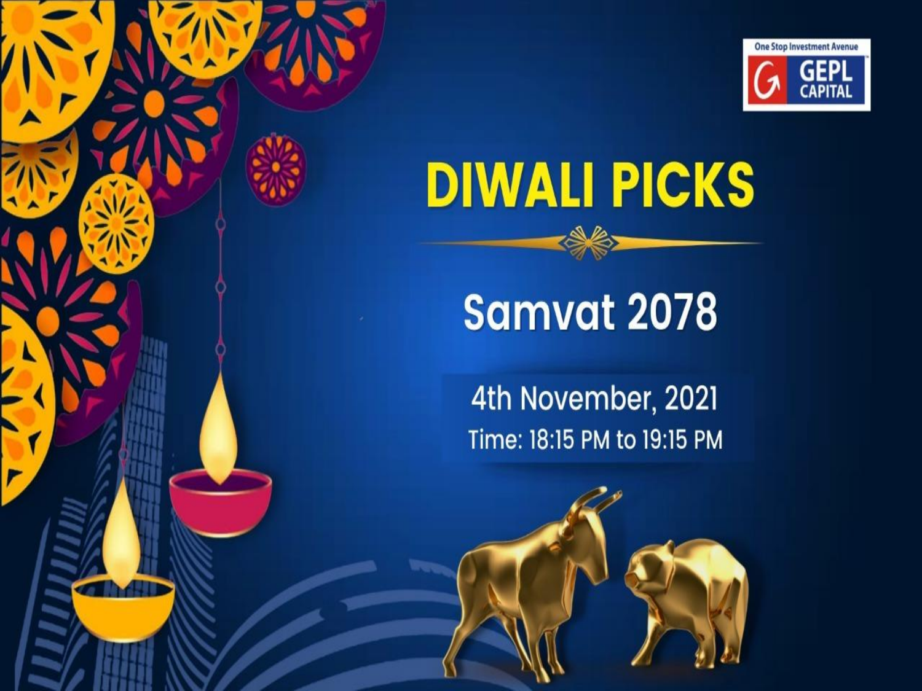One Stop Investment Avenue

GEPL CAPITAL

# DIWALI PICKS

## Samvat 2078

4th November, 2021

Time: 18:15 PM to 19:15 PM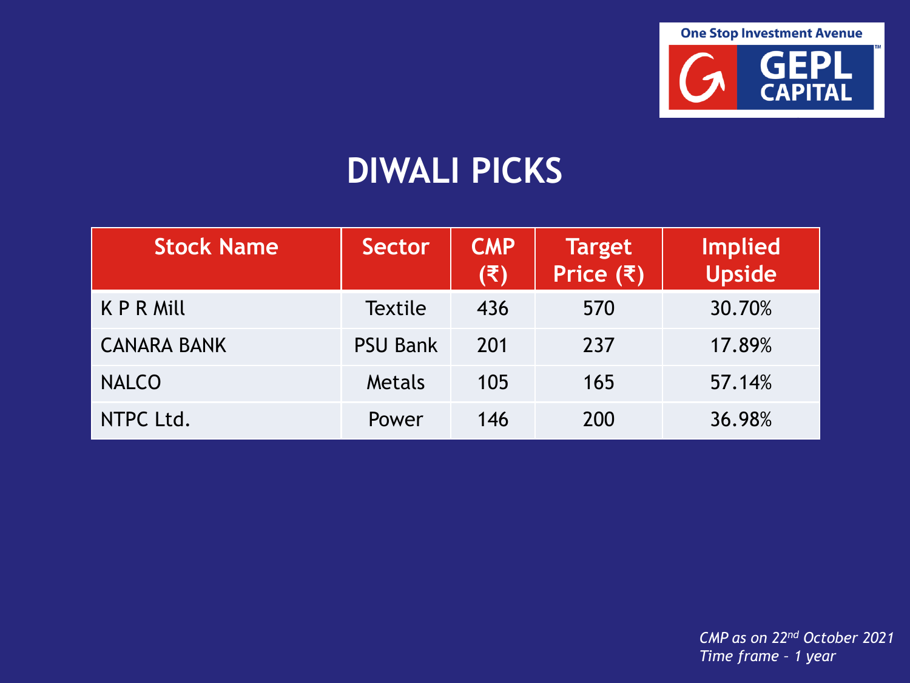One Stop Investment Avenue

GEPL CAPITAL

# DIWALI PICKS

| Stock Name | Sector | CMP (₹) | Target Price (₹) | Implied Upside |
|---|---|---|---|---|
| K P R Mill | Textile | 436 | 570 | 30.70% |
| CANARA BANK | PSU Bank | 201 | 237 | 17.89% |
| NALCO | Metals | 105 | 165 | 57.14% |
| NTPC Ltd. | Power | 146 | 200 | 36.98% |

*CMP as on 22nd October 2021*
*Time frame – 1 year*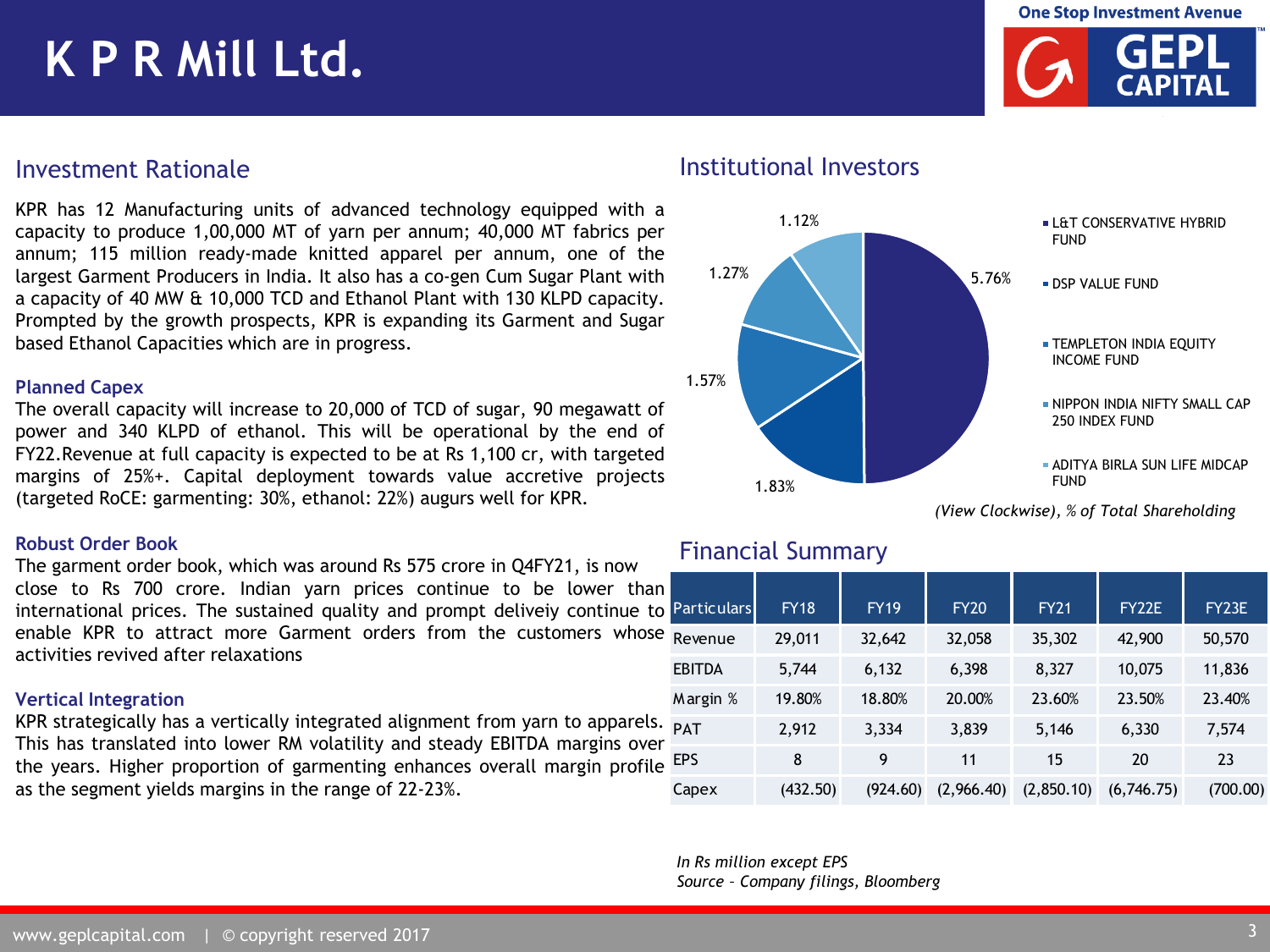# K P R Mill Ltd.

## Investment Rationale

KPR has 12 Manufacturing units of advanced technology equipped with a capacity to produce 1,00,000 MT of yarn per annum; 40,000 MT fabrics per annum; 115 million ready-made knitted apparel per annum, one of the largest Garment Producers in India. It also has a co-gen Cum Sugar Plant with a capacity of 40 MW & 10,000 TCD and Ethanol Plant with 130 KLPD capacity. Prompted by the growth prospects, KPR is expanding its Garment and Sugar based Ethanol Capacities which are in progress.

### Planned Capex

The overall capacity will increase to 20,000 of TCD of sugar, 90 megawatt of power and 340 KLPD of ethanol. This will be operational by the end of FY22.Revenue at full capacity is expected to be at Rs 1,100 cr, with targeted margins of 25%+. Capital deployment towards value accretive projects (targeted RoCE: garmenting: 30%, ethanol: 22%) augurs well for KPR.

### Robust Order Book

The garment order book, which was around Rs 575 crore in Q4FY21, is now close to Rs 700 crore. Indian yarn prices continue to be lower than international prices. The sustained quality and prompt deliveiy continue to enable KPR to attract more Garment orders from the customers whose activities revived after relaxations

### Vertical Integration

KPR strategically has a vertically integrated alignment from yarn to apparels. This has translated into lower RM volatility and steady EBITDA margins over the years. Higher proportion of garmenting enhances overall margin profile as the segment yields margins in the range of 22-23%.

## Institutional Investors

| Investor | % of Total Shareholding |
|---|---|
| L&T CONSERVATIVE HYBRID FUND | 5.76% |
| DSP VALUE FUND | 1.83% |
| TEMPLETON INDIA EQUITY INCOME FUND | 1.57% |
| NIPPON INDIA NIFTY SMALL CAP 250 INDEX FUND | 1.27% |
| ADITYA BIRLA SUN LIFE MIDCAP FUND | 1.12% |

*(View Clockwise), % of Total Shareholding*

## Financial Summary

| Particulars | FY18 | FY19 | FY20 | FY21 | FY22E | FY23E |
|---|---|---|---|---|---|---|
| Revenue | 29,011 | 32,642 | 32,058 | 35,302 | 42,900 | 50,570 |
| EBITDA | 5,744 | 6,132 | 6,398 | 8,327 | 10,075 | 11,836 |
| Margin % | 19.80% | 18.80% | 20.00% | 23.60% | 23.50% | 23.40% |
| PAT | 2,912 | 3,334 | 3,839 | 5,146 | 6,330 | 7,574 |
| EPS | 8 | 9 | 11 | 15 | 20 | 23 |
| Capex | (432.50) | (924.60) | (2,966.40) | (2,850.10) | (6,746.75) | (700.00) |

*In Rs million except EPS*
*Source – Company filings, Bloomberg*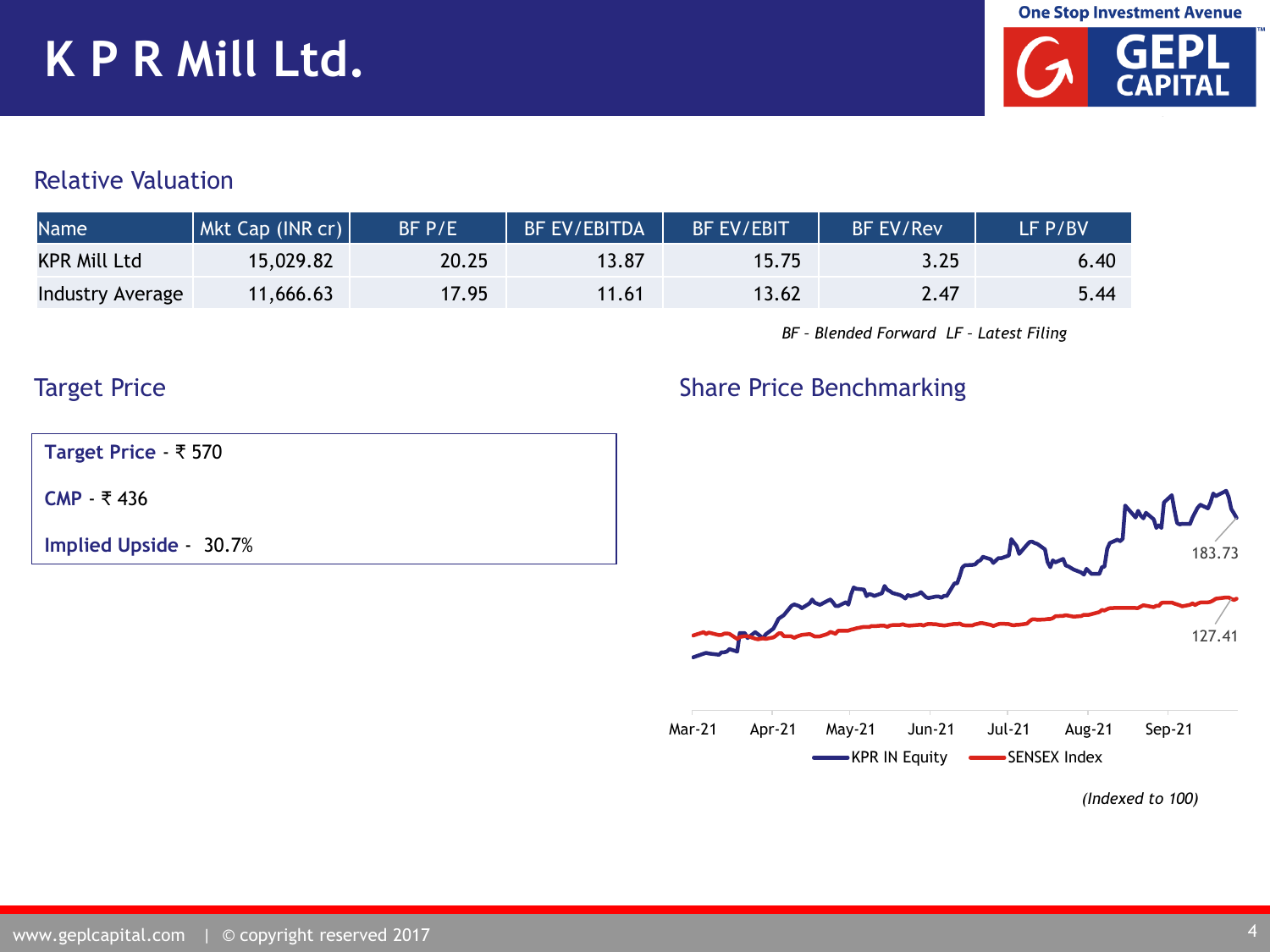# K P R Mill Ltd.

## Relative Valuation

| Name | Mkt Cap (INR cr) | BF P/E | BF EV/EBITDA | BF EV/EBIT | BF EV/Rev | LF P/BV |
|---|---|---|---|---|---|---|
| KPR Mill Ltd | 15,029.82 | 20.25 | 13.87 | 15.75 | 3.25 | 6.40 |
| Industry Average | 11,666.63 | 17.95 | 11.61 | 13.62 | 2.47 | 5.44 |

*BF – Blended Forward LF – Latest Filing*

## Target Price

**Target Price** - ₹ 570

**CMP** - ₹ 436

**Implied Upside** - 30.7%

## Share Price Benchmarking

Mar-21 Apr-21 May-21 Jun-21 Jul-21 Aug-21 Sep-21

KPR IN Equity: 183.73

SENSEX Index: 127.41

*(Indexed to 100)*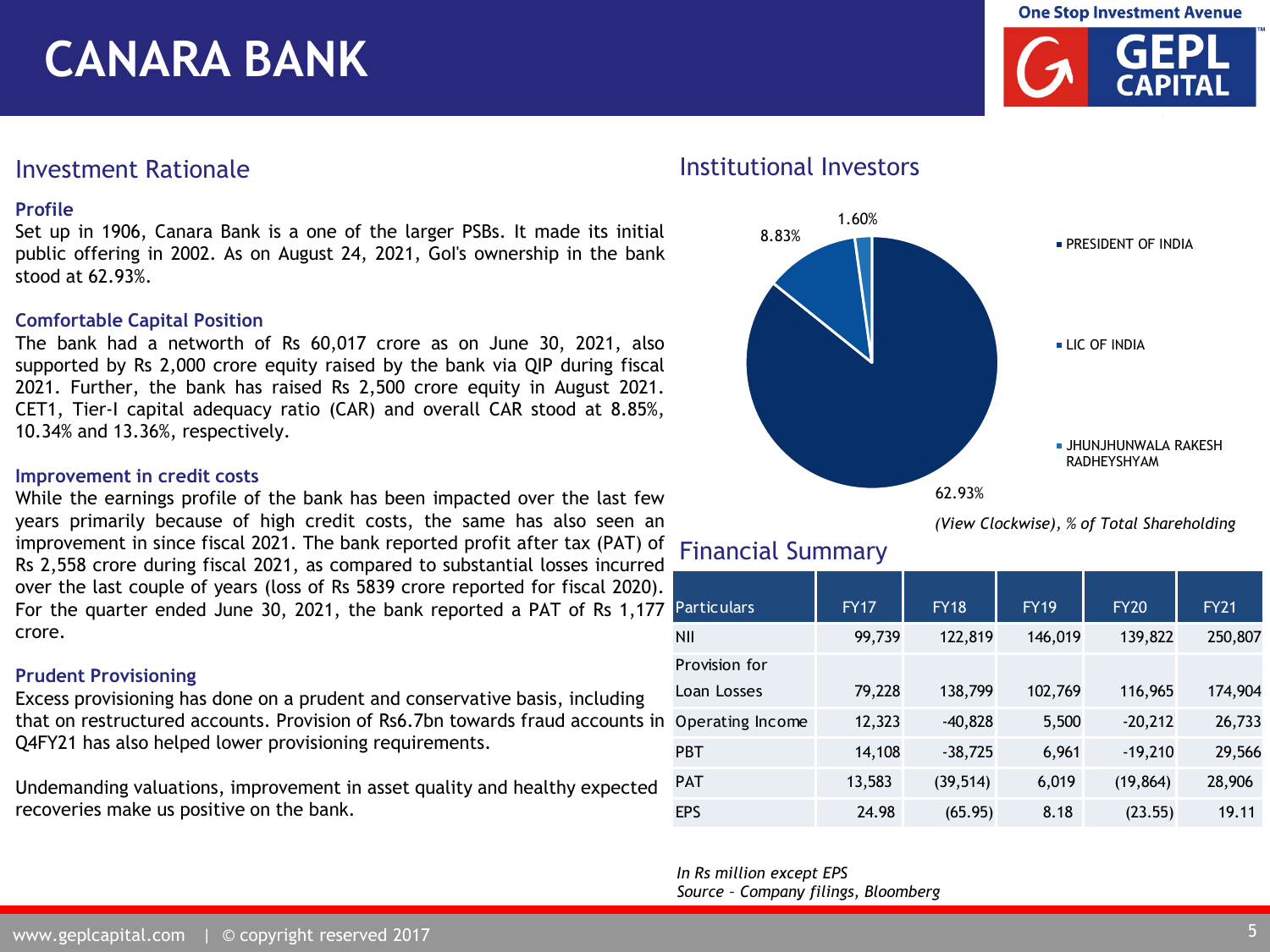# CANARA BANK

## Investment Rationale

### Profile

Set up in 1906, Canara Bank is a one of the larger PSBs. It made its initial public offering in 2002. As on August 24, 2021, GoI's ownership in the bank stood at 62.93%.

### Comfortable Capital Position

The bank had a networth of Rs 60,017 crore as on June 30, 2021, also supported by Rs 2,000 crore equity raised by the bank via QIP during fiscal 2021. Further, the bank has raised Rs 2,500 crore equity in August 2021. CET1, Tier-I capital adequacy ratio (CAR) and overall CAR stood at 8.85%, 10.34% and 13.36%, respectively.

### Improvement in credit costs

While the earnings profile of the bank has been impacted over the last few years primarily because of high credit costs, the same has also seen an improvement in since fiscal 2021. The bank reported profit after tax (PAT) of Rs 2,558 crore during fiscal 2021, as compared to substantial losses incurred over the last couple of years (loss of Rs 5839 crore reported for fiscal 2020). For the quarter ended June 30, 2021, the bank reported a PAT of Rs 1,177 crore.

### Prudent Provisioning

Excess provisioning has done on a prudent and conservative basis, including that on restructured accounts. Provision of Rs6.7bn towards fraud accounts in Q4FY21 has also helped lower provisioning requirements.

Undemanding valuations, improvement in asset quality and healthy expected recoveries make us positive on the bank.

## Institutional Investors

| Shareholder | % of Total Shareholding |
|---|---|
| PRESIDENT OF INDIA | 62.93% |
| LIC OF INDIA | 8.83% |
| JHUNJHUNWALA RAKESH RADHEYSHYAM | 1.60% |

*(View Clockwise), % of Total Shareholding*

## Financial Summary

| Particulars | FY17 | FY18 | FY19 | FY20 | FY21 |
|---|---|---|---|---|---|
| NII | 99,739 | 122,819 | 146,019 | 139,822 | 250,807 |
| Provision for Loan Losses | 79,228 | 138,799 | 102,769 | 116,965 | 174,904 |
| Operating Income | 12,323 | -40,828 | 5,500 | -20,212 | 26,733 |
| PBT | 14,108 | -38,725 | 6,961 | -19,210 | 29,566 |
| PAT | 13,583 | (39,514) | 6,019 | (19,864) | 28,906 |
| EPS | 24.98 | (65.95) | 8.18 | (23.55) | 19.11 |

*In Rs million except EPS*
*Source – Company filings, Bloomberg*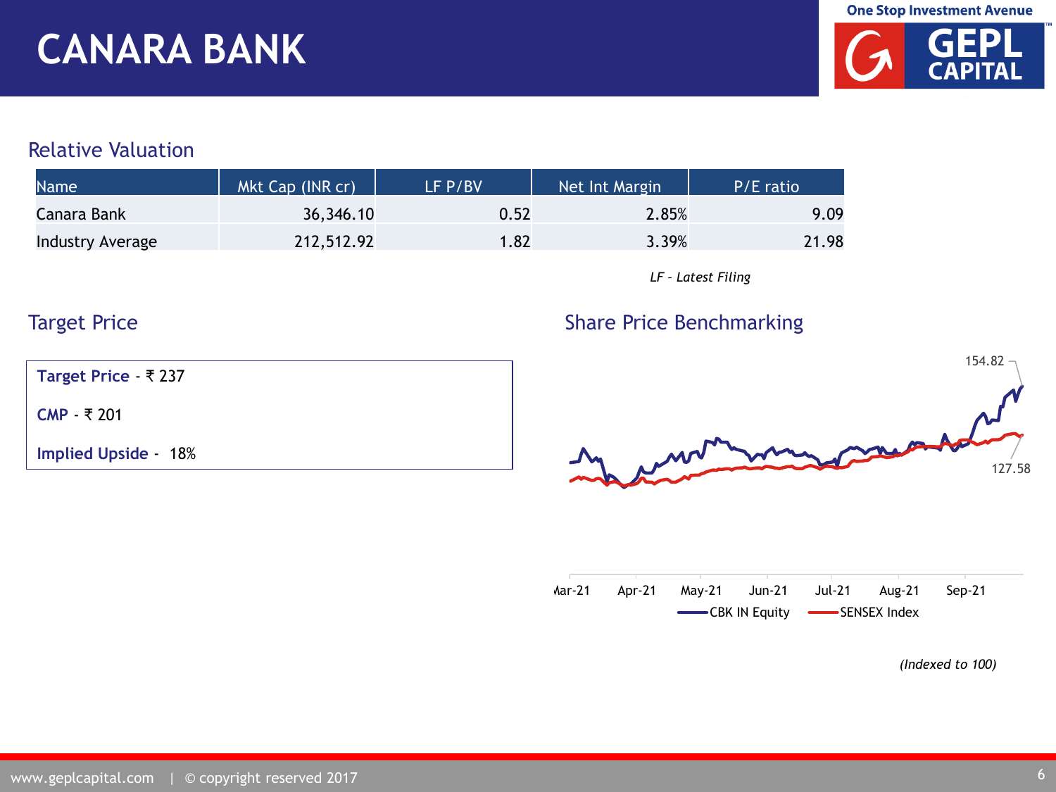# CANARA BANK

## Relative Valuation

| Name | Mkt Cap (INR cr) | LF P/BV | Net Int Margin | P/E ratio |
|---|---|---|---|---|
| Canara Bank | 36,346.10 | 0.52 | 2.85% | 9.09 |
| Industry Average | 212,512.92 | 1.82 | 3.39% | 21.98 |

*LF - Latest Filing*

## Target Price

**Target Price** - ₹ 237

**CMP** - ₹ 201

**Implied Upside** - 18%

## Share Price Benchmarking

154.82

127.58

Mar-21 Apr-21 May-21 Jun-21 Jul-21 Aug-21 Sep-21

CBK IN Equity   SENSEX Index

*(Indexed to 100)*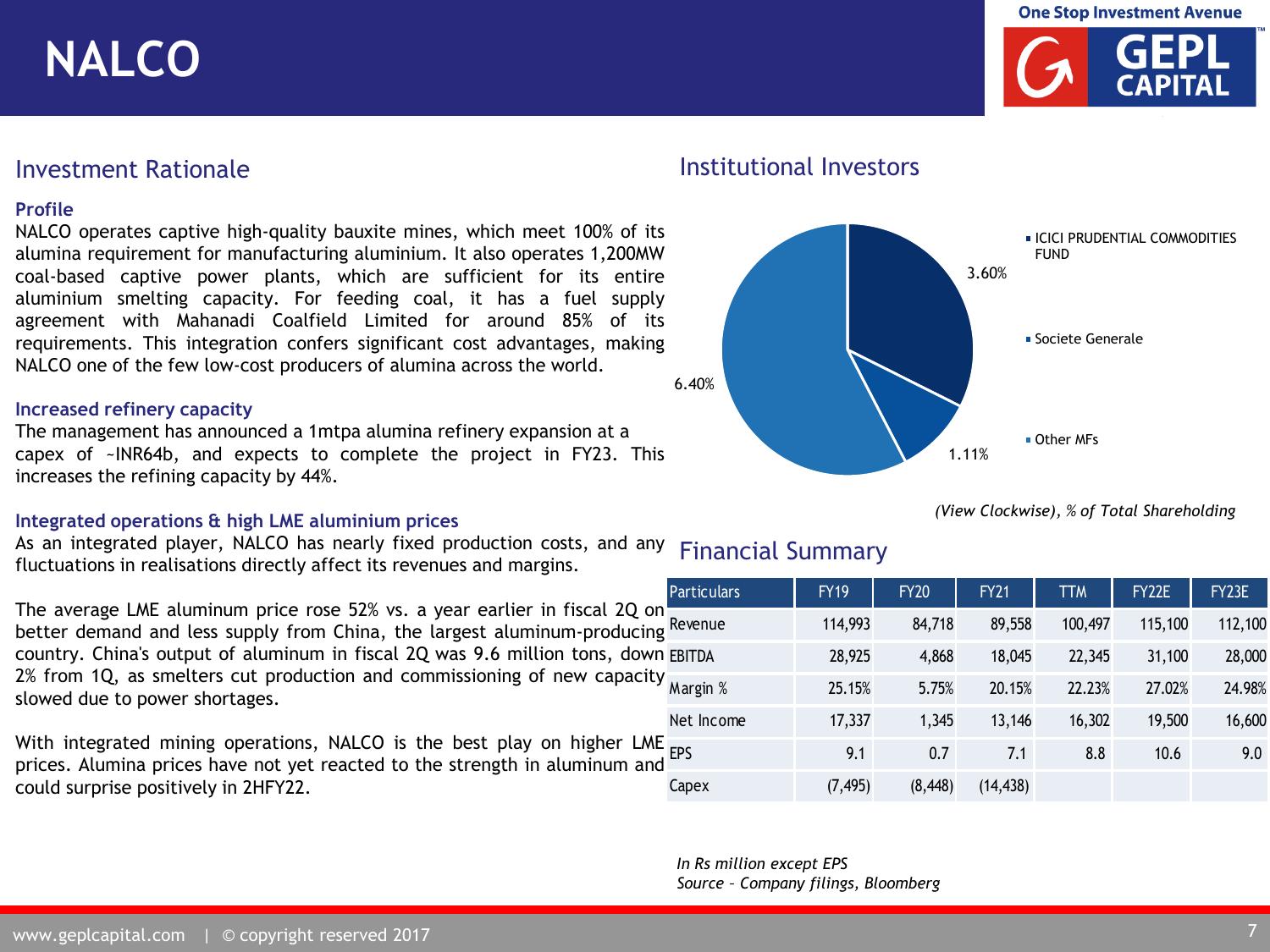# NALCO

## Investment Rationale

### Profile

NALCO operates captive high-quality bauxite mines, which meet 100% of its alumina requirement for manufacturing aluminium. It also operates 1,200MW coal-based captive power plants, which are sufficient for its entire aluminium smelting capacity. For feeding coal, it has a fuel supply agreement with Mahanadi Coalfield Limited for around 85% of its requirements. This integration confers significant cost advantages, making NALCO one of the few low-cost producers of alumina across the world.

### Increased refinery capacity

The management has announced a 1mtpa alumina refinery expansion at a capex of ~INR64b, and expects to complete the project in FY23. This increases the refining capacity by 44%.

### Integrated operations & high LME aluminium prices

As an integrated player, NALCO has nearly fixed production costs, and any fluctuations in realisations directly affect its revenues and margins.

The average LME aluminum price rose 52% vs. a year earlier in fiscal 2Q on better demand and less supply from China, the largest aluminum-producing country. China's output of aluminum in fiscal 2Q was 9.6 million tons, down 2% from 1Q, as smelters cut production and commissioning of new capacity slowed due to power shortages.

With integrated mining operations, NALCO is the best play on higher LME prices. Alumina prices have not yet reacted to the strength in aluminum and could surprise positively in 2HFY22.

## Institutional Investors

- ICICI PRUDENTIAL COMMODITIES FUND: 3.60%
- Societe Generale: 1.11%
- Other MFs: 6.40%

*(View Clockwise), % of Total Shareholding*

## Financial Summary

| Particulars | FY19 | FY20 | FY21 | TTM | FY22E | FY23E |
|---|---|---|---|---|---|---|
| Revenue | 114,993 | 84,718 | 89,558 | 100,497 | 115,100 | 112,100 |
| EBITDA | 28,925 | 4,868 | 18,045 | 22,345 | 31,100 | 28,000 |
| Margin % | 25.15% | 5.75% | 20.15% | 22.23% | 27.02% | 24.98% |
| Net Income | 17,337 | 1,345 | 13,146 | 16,302 | 19,500 | 16,600 |
| EPS | 9.1 | 0.7 | 7.1 | 8.8 | 10.6 | 9.0 |
| Capex | (7,495) | (8,448) | (14,438) | | | |

*In Rs million except EPS*
*Source – Company filings, Bloomberg*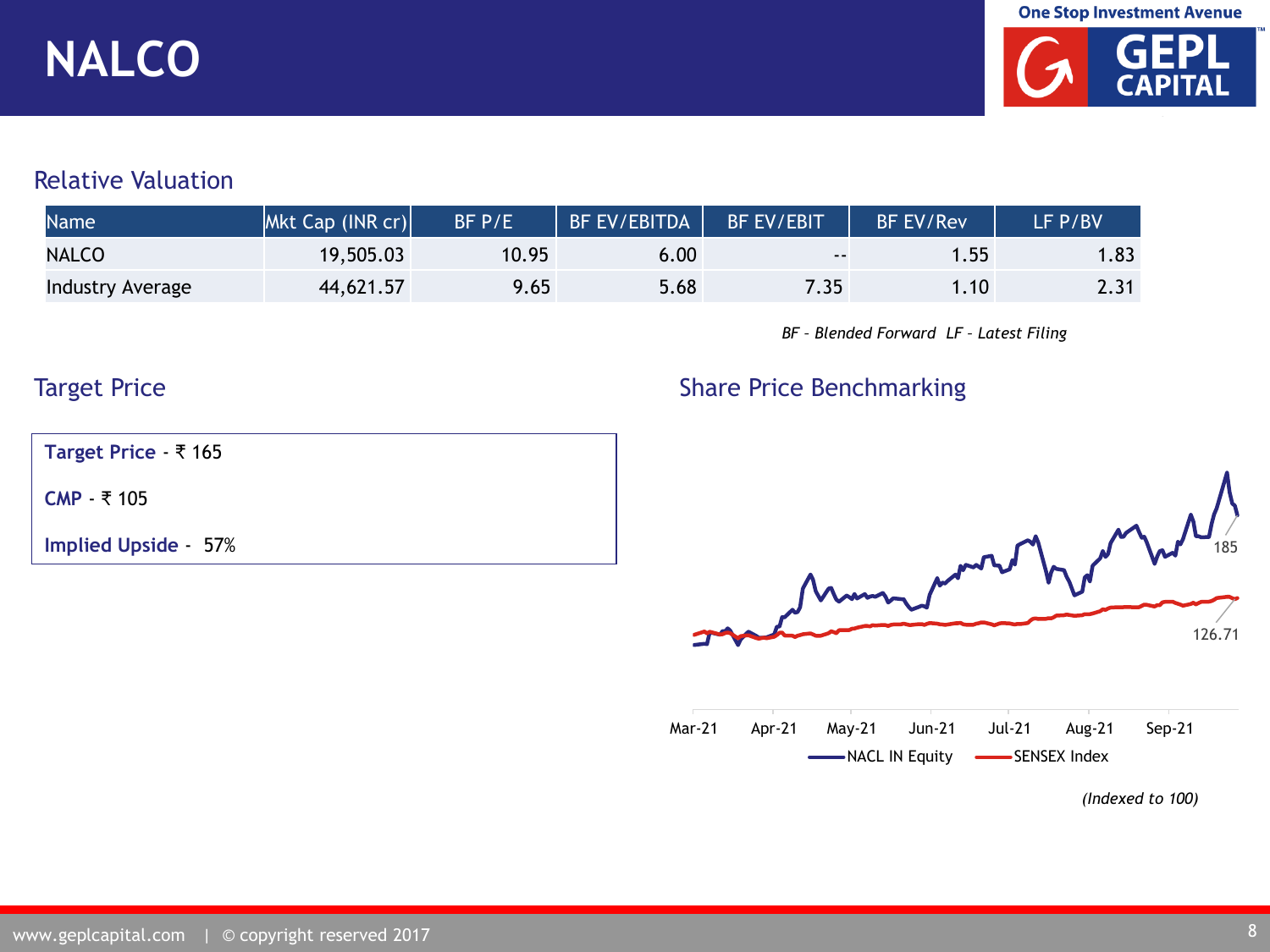# NALCO

## Relative Valuation

| Name | Mkt Cap (INR cr) | BF P/E | BF EV/EBITDA | BF EV/EBIT | BF EV/Rev | LF P/BV |
|---|---|---|---|---|---|---|
| NALCO | 19,505.03 | 10.95 | 6.00 | -- | 1.55 | 1.83 |
| Industry Average | 44,621.57 | 9.65 | 5.68 | 7.35 | 1.10 | 2.31 |

*BF - Blended Forward LF - Latest Filing*

## Target Price

**Target Price** - ₹ 165

**CMP** - ₹ 105

**Implied Upside** - 57%

## Share Price Benchmarking

NACL IN Equity: 185; SENSEX Index: 126.71 (Mar-21 to Sep-21)

*(Indexed to 100)*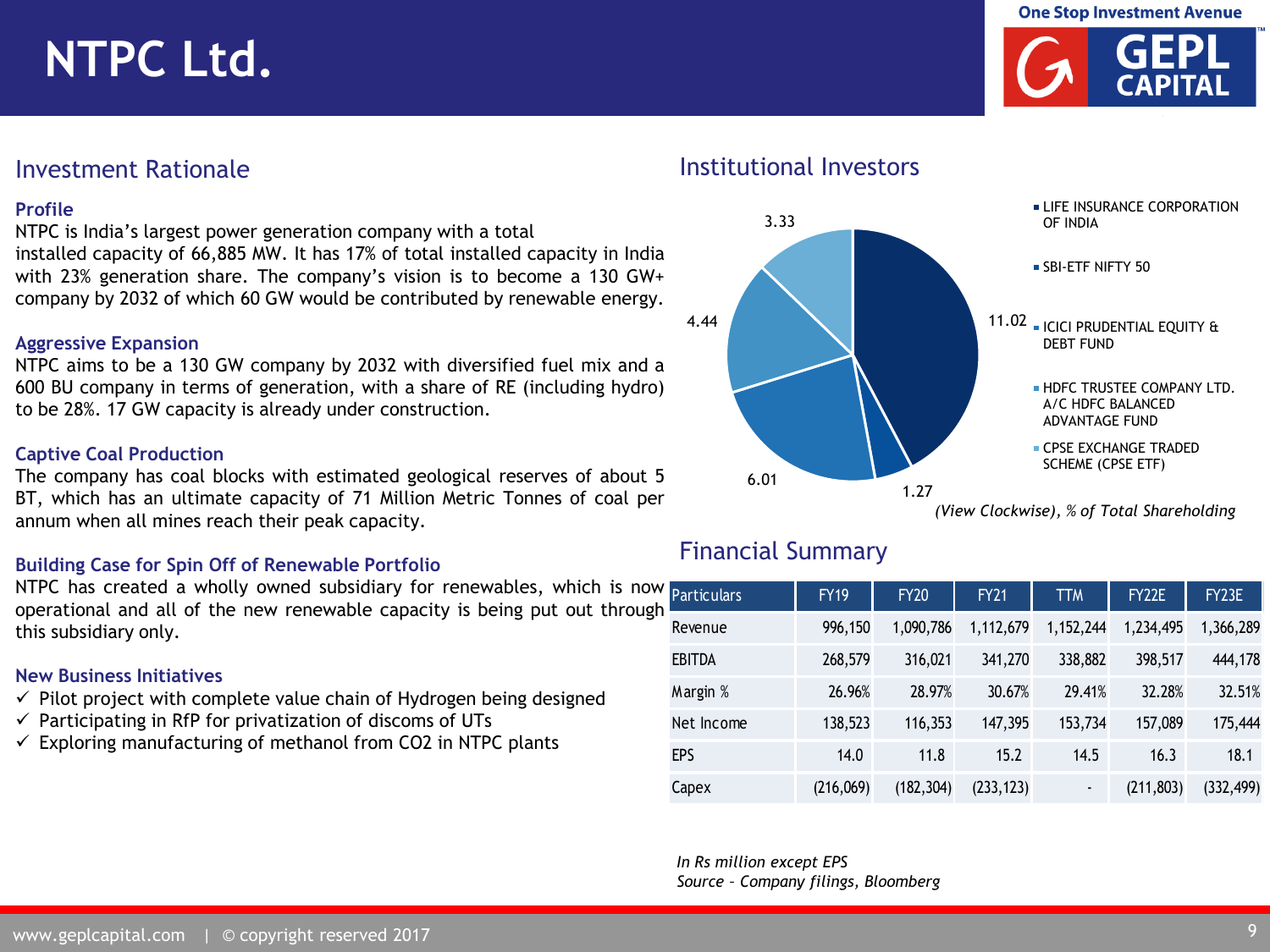# NTPC Ltd.

## Investment Rationale

### Profile

NTPC is India's largest power generation company with a total installed capacity of 66,885 MW. It has 17% of total installed capacity in India with 23% generation share. The company's vision is to become a 130 GW+ company by 2032 of which 60 GW would be contributed by renewable energy.

### Aggressive Expansion

NTPC aims to be a 130 GW company by 2032 with diversified fuel mix and a 600 BU company in terms of generation, with a share of RE (including hydro) to be 28%. 17 GW capacity is already under construction.

### Captive Coal Production

The company has coal blocks with estimated geological reserves of about 5 BT, which has an ultimate capacity of 71 Million Metric Tonnes of coal per annum when all mines reach their peak capacity.

### Building Case for Spin Off of Renewable Portfolio

NTPC has created a wholly owned subsidiary for renewables, which is now operational and all of the new renewable capacity is being put out through this subsidiary only.

### New Business Initiatives

- ✓ Pilot project with complete value chain of Hydrogen being designed
- ✓ Participating in RfP for privatization of discoms of UTs
- ✓ Exploring manufacturing of methanol from CO2 in NTPC plants

## Institutional Investors

| Investor | % of Total Shareholding |
|---|---|
| LIFE INSURANCE CORPORATION OF INDIA | 11.02 |
| SBI-ETF NIFTY 50 | 1.27 |
| ICICI PRUDENTIAL EQUITY & DEBT FUND | 6.01 |
| HDFC TRUSTEE COMPANY LTD. A/C HDFC BALANCED ADVANTAGE FUND | 4.44 |
| CPSE EXCHANGE TRADED SCHEME (CPSE ETF) | 3.33 |

*(View Clockwise), % of Total Shareholding*

## Financial Summary

| Particulars | FY19 | FY20 | FY21 | TTM | FY22E | FY23E |
|---|---|---|---|---|---|---|
| Revenue | 996,150 | 1,090,786 | 1,112,679 | 1,152,244 | 1,234,495 | 1,366,289 |
| EBITDA | 268,579 | 316,021 | 341,270 | 338,882 | 398,517 | 444,178 |
| Margin % | 26.96% | 28.97% | 30.67% | 29.41% | 32.28% | 32.51% |
| Net Income | 138,523 | 116,353 | 147,395 | 153,734 | 157,089 | 175,444 |
| EPS | 14.0 | 11.8 | 15.2 | 14.5 | 16.3 | 18.1 |
| Capex | (216,069) | (182,304) | (233,123) | - | (211,803) | (332,499) |

*In Rs million except EPS*
*Source – Company filings, Bloomberg*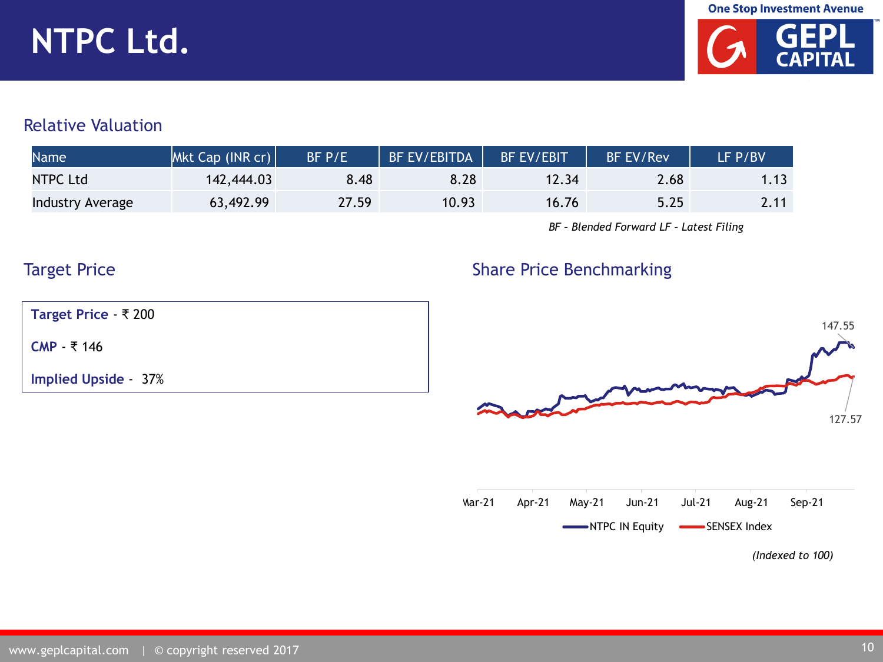# NTPC Ltd.

## Relative Valuation

| Name | Mkt Cap (INR cr) | BF P/E | BF EV/EBITDA | BF EV/EBIT | BF EV/Rev | LF P/BV |
|---|---|---|---|---|---|---|
| NTPC Ltd | 142,444.03 | 8.48 | 8.28 | 12.34 | 2.68 | 1.13 |
| Industry Average | 63,492.99 | 27.59 | 10.93 | 16.76 | 5.25 | 2.11 |

*BF – Blended Forward LF – Latest Filing*

## Target Price

**Target Price** - ₹ 200

**CMP** - ₹ 146

**Implied Upside** - 37%

## Share Price Benchmarking

147.55

127.57

Mar-21 Apr-21 May-21 Jun-21 Jul-21 Aug-21 Sep-21

NTPC IN Equity SENSEX Index

*(Indexed to 100)*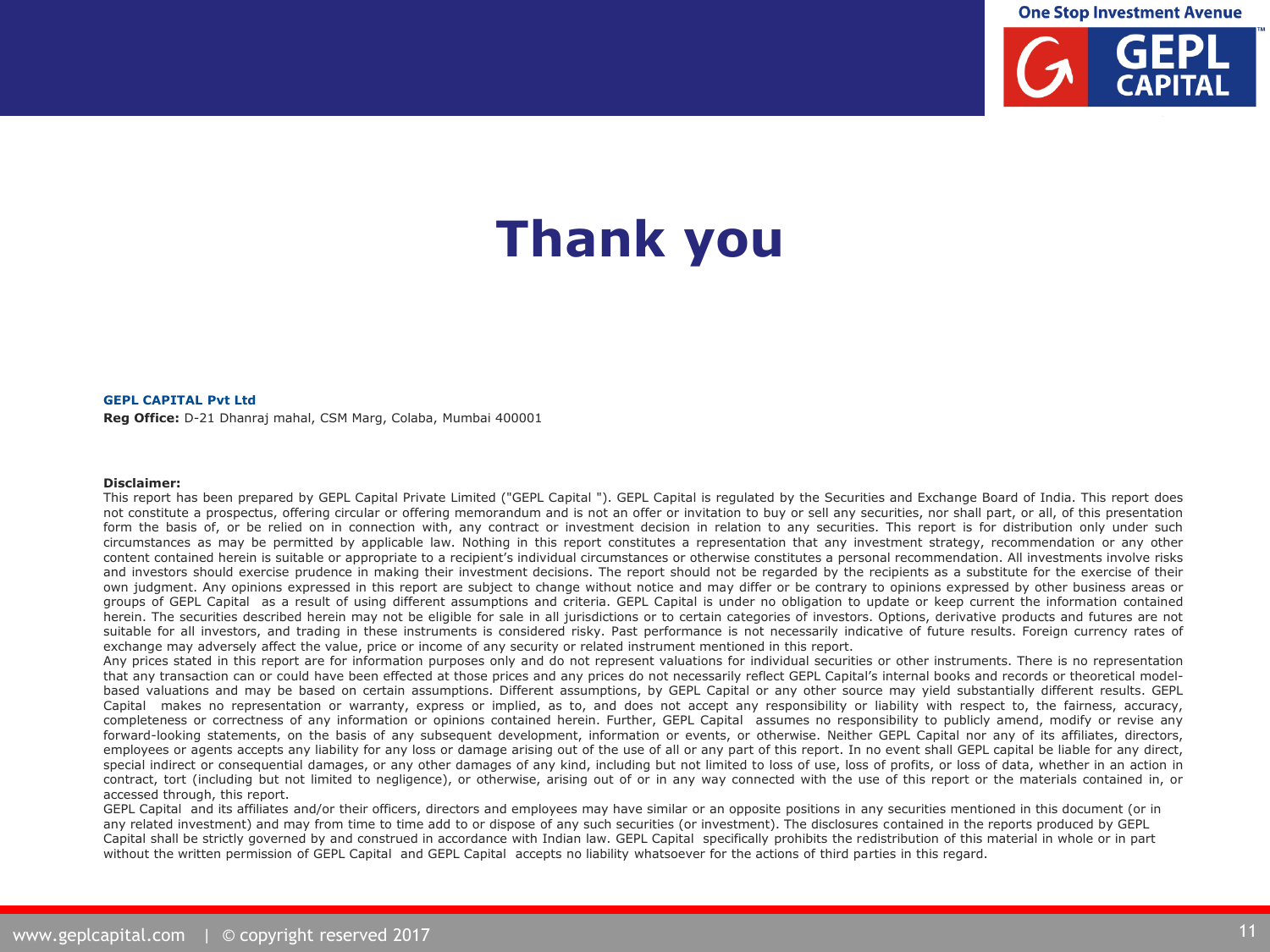# Thank you

**GEPL CAPITAL Pvt Ltd**

**Reg Office:** D-21 Dhanraj mahal, CSM Marg, Colaba, Mumbai 400001

**Disclaimer:**

This report has been prepared by GEPL Capital Private Limited ("GEPL Capital "). GEPL Capital is regulated by the Securities and Exchange Board of India. This report does not constitute a prospectus, offering circular or offering memorandum and is not an offer or invitation to buy or sell any securities, nor shall part, or all, of this presentation form the basis of, or be relied on in connection with, any contract or investment decision in relation to any securities. This report is for distribution only under such circumstances as may be permitted by applicable law. Nothing in this report constitutes a representation that any investment strategy, recommendation or any other content contained herein is suitable or appropriate to a recipient's individual circumstances or otherwise constitutes a personal recommendation. All investments involve risks and investors should exercise prudence in making their investment decisions. The report should not be regarded by the recipients as a substitute for the exercise of their own judgment. Any opinions expressed in this report are subject to change without notice and may differ or be contrary to opinions expressed by other business areas or groups of GEPL Capital as a result of using different assumptions and criteria. GEPL Capital is under no obligation to update or keep current the information contained herein. The securities described herein may not be eligible for sale in all jurisdictions or to certain categories of investors. Options, derivative products and futures are not suitable for all investors, and trading in these instruments is considered risky. Past performance is not necessarily indicative of future results. Foreign currency rates of exchange may adversely affect the value, price or income of any security or related instrument mentioned in this report.

Any prices stated in this report are for information purposes only and do not represent valuations for individual securities or other instruments. There is no representation that any transaction can or could have been effected at those prices and any prices do not necessarily reflect GEPL Capital's internal books and records or theoretical model-based valuations and may be based on certain assumptions. Different assumptions, by GEPL Capital or any other source may yield substantially different results. GEPL Capital makes no representation or warranty, express or implied, as to, and does not accept any responsibility or liability with respect to, the fairness, accuracy, completeness or correctness of any information or opinions contained herein. Further, GEPL Capital assumes no responsibility to publicly amend, modify or revise any forward-looking statements, on the basis of any subsequent development, information or events, or otherwise. Neither GEPL Capital nor any of its affiliates, directors, employees or agents accepts any liability for any loss or damage arising out of the use of all or any part of this report. In no event shall GEPL capital be liable for any direct, special indirect or consequential damages, or any other damages of any kind, including but not limited to loss of use, loss of profits, or loss of data, whether in an action in contract, tort (including but not limited to negligence), or otherwise, arising out of or in any way connected with the use of this report or the materials contained in, or accessed through, this report.

GEPL Capital and its affiliates and/or their officers, directors and employees may have similar or an opposite positions in any securities mentioned in this document (or in any related investment) and may from time to time add to or dispose of any such securities (or investment). The disclosures contained in the reports produced by GEPL Capital shall be strictly governed by and construed in accordance with Indian law. GEPL Capital specifically prohibits the redistribution of this material in whole or in part without the written permission of GEPL Capital and GEPL Capital accepts no liability whatsoever for the actions of third parties in this regard.